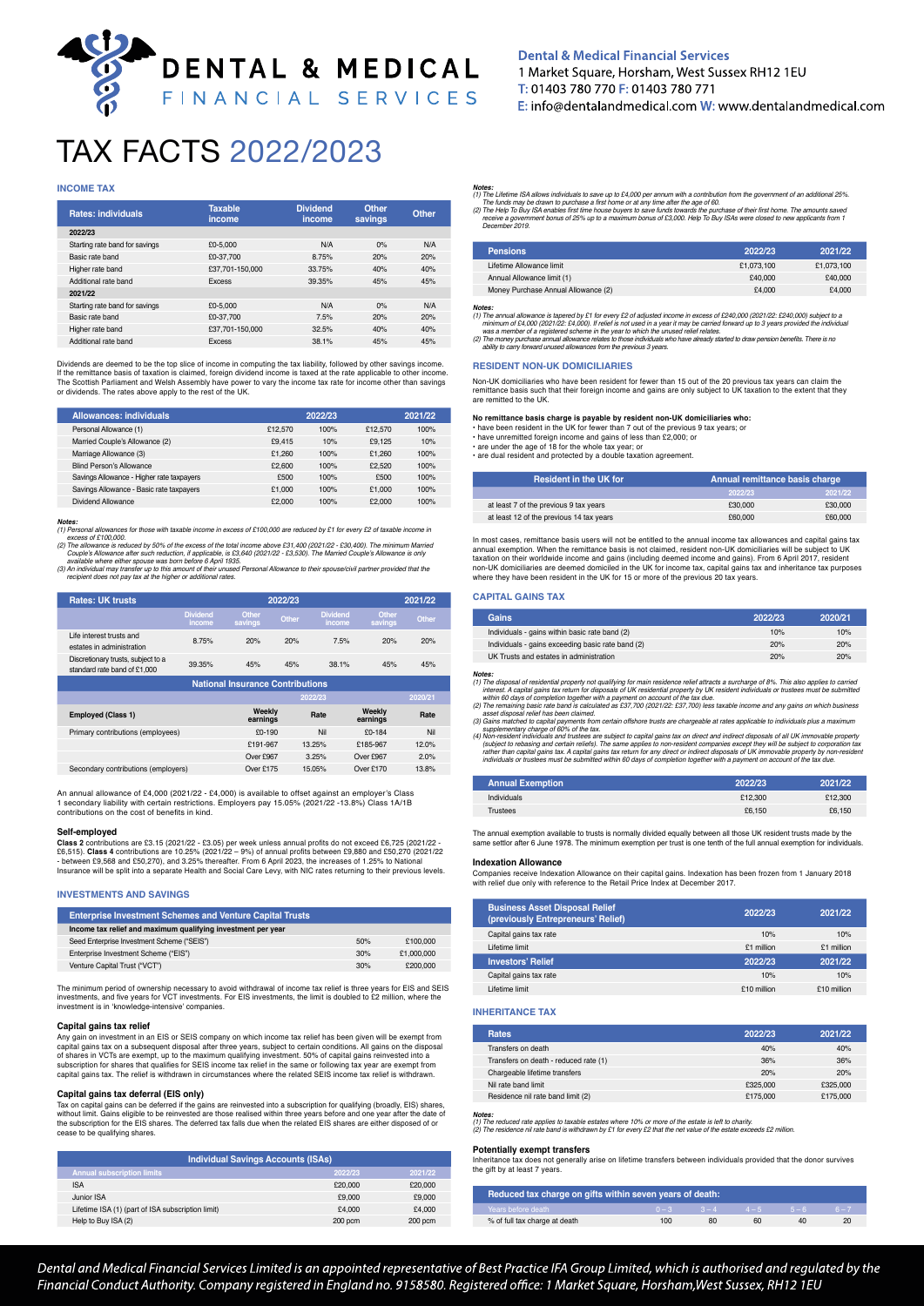# DENTAL & MEDICAL FINANCIAL SERVICES

**Dental & Medical Financial Services**
1 Market Square, Horsham, West Sussex RH12 1EU
T: 01403 780 770 F: 01403 780 771
E: info@dentalandmedical.com W: www.dentalandmedical.com

# TAX FACTS 2022/2023

## INCOME TAX

| Rates: individuals | Taxable income | Dividend income | Other savings | Other |
|---|---|---|---|---|
| **2022/23** | | | | |
| Starting rate band for savings | £0-5,000 | N/A | 0% | N/A |
| Basic rate band | £0-37,700 | 8.75% | 20% | 20% |
| Higher rate band | £37,701-150,000 | 33.75% | 40% | 40% |
| Additional rate band | Excess | 39.35% | 45% | 45% |
| **2021/22** | | | | |
| Starting rate band for savings | £0-5,000 | N/A | 0% | N/A |
| Basic rate band | £0-37,700 | 7.5% | 20% | 20% |
| Higher rate band | £37,701-150,000 | 32.5% | 40% | 40% |
| Additional rate band | Excess | 38.1% | 45% | 45% |

Dividends are deemed to be the top slice of income in computing the tax liability, followed by other savings income. If the remittance basis of taxation is claimed, foreign dividend income is taxed at the rate applicable to other income. The Scottish Parliament and Welsh Assembly have power to vary the income tax rate for income other than savings or dividends. The rates above apply to the rest of the UK.

| Allowances: individuals | 2022/23 | | 2021/22 | |
|---|---|---|---|---|
| Personal Allowance (1) | £12,570 | 100% | £12,570 | 100% |
| Married Couple's Allowance (2) | £9,415 | 10% | £9,125 | 10% |
| Marriage Allowance (3) | £1,260 | 100% | £1,260 | 100% |
| Blind Person's Allowance | £2,600 | 100% | £2,520 | 100% |
| Savings Allowance - Higher rate taxpayers | £500 | 100% | £500 | 100% |
| Savings Allowance - Basic rate taxpayers | £1,000 | 100% | £1,000 | 100% |
| Dividend Allowance | £2,000 | 100% | £2,000 | 100% |

***Notes:***
*(1) Personal allowances for those with taxable income in excess of £100,000 are reduced by £1 for every £2 of taxable income in excess of £100,000.*
*(2) The allowance is reduced by 50% of the excess of the total income above £31,400 (2021/22 - £30,400). The minimum Married Couple's Allowance after such reduction, if applicable, is £3,640 (2021/22 - £3,530). The Married Couple's Allowance is only available where either spouse was born before 6 April 1935.*
*(3) An individual may transfer up to this amount of their unused Personal Allowance to their spouse/civil partner provided that the recipient does not pay tax at the higher or additional rates.*

| Rates: UK trusts | 2022/23 | | | 2021/22 | | |
|---|---|---|---|---|---|---|
| | Dividend income | Other savings | Other | Dividend income | Other savings | Other |
| Life interest trusts and estates in administration | 8.75% | 20% | 20% | 7.5% | 20% | 20% |
| Discretionary trusts, subject to a standard rate band of £1,000 | 39.35% | 45% | 45% | 38.1% | 45% | 45% |

**National Insurance Contributions**

| Employed (Class 1) | 2022/23 Weekly earnings | 2022/23 Rate | 2020/21 Weekly earnings | 2020/21 Rate |
|---|---|---|---|---|
| Primary contributions (employees) | £0-190 | Nil | £0-184 | Nil |
| | £191-967 | 13.25% | £185-967 | 12.0% |
| | Over £967 | 3.25% | Over £967 | 2.0% |
| Secondary contributions (employers) | Over £175 | 15.05% | Over £170 | 13.8% |

An annual allowance of £4,000 (2021/22 - £4,000) is available to offset against an employer's Class 1 secondary liability with certain restrictions. Employers pay 15.05% (2021/22 -13.8%) Class 1A/1B contributions on the cost of benefits in kind.

**Self-employed**

**Class 2** contributions are £3.15 (2021/22 - £3.05) per week unless annual profits do not exceed £6,725 (2021/22 - £6,515). **Class 4** contributions are 10.25% (2021/22 – 9%) of annual profits between £9,880 and £50,270 (2021/22 - between £9,568 and £50,270), and 3.25% thereafter. From 6 April 2023, the increases of 1.25% to National Insurance will be split into a separate Health and Social Care Levy, with NIC rates returning to their previous levels.

## INVESTMENTS AND SAVINGS

| Enterprise Investment Schemes and Venture Capital Trusts | | |
|---|---|---|
| **Income tax relief and maximum qualifying investment per year** | | |
| Seed Enterprise Investment Scheme ("SEIS") | 50% | £100,000 |
| Enterprise Investment Scheme ("EIS") | 30% | £1,000,000 |
| Venture Capital Trust ("VCT") | 30% | £200,000 |

The minimum period of ownership necessary to avoid withdrawal of income tax relief is three years for EIS and SEIS investments, and five years for VCT investments. For EIS investments, the limit is doubled to £2 million, where the investment is in 'knowledge-intensive' companies.

**Capital gains tax relief**

Any gain on investment in an EIS or SEIS company on which income tax relief has been given will be exempt from capital gains tax on a subsequent disposal after three years, subject to certain conditions. All gains on the disposal of shares in VCTs are exempt, up to the maximum qualifying investment. 50% of capital gains reinvested into a subscription for shares that qualifies for SEIS income tax relief in the same or following tax year are exempt from capital gains tax. The relief is withdrawn in circumstances where the related SEIS income tax relief is withdrawn.

**Capital gains tax deferral (EIS only)**

Tax on capital gains can be deferred if the gains are reinvested into a subscription for qualifying (broadly, EIS) shares, without limit. Gains eligible to be reinvested are those realised within three years before and one year after the date of the subscription for the EIS shares. The deferred tax falls due when the related EIS shares are either disposed of or cease to be qualifying shares.

| Individual Savings Accounts (ISAs) | | |
|---|---|---|
| **Annual subscription limits** | **2022/23** | **2021/22** |
| ISA | £20,000 | £20,000 |
| Junior ISA | £9,000 | £9,000 |
| Lifetime ISA (1) (part of ISA subscription limit) | £4,000 | £4,000 |
| Help to Buy ISA (2) | 200 pcm | 200 pcm |

***Notes:***
*(1) The Lifetime ISA allows individuals to save up to £4,000 per annum with a contribution from the government of an additional 25%. The funds may be drawn to purchase a first home or at any time after the age of 60.*
*(2) The Help To Buy ISA enables first time house buyers to save funds towards the purchase of their first home. The amounts saved receive a government bonus of 25% up to a maximum bonus of £3,000. Help To Buy ISAs were closed to new applicants from 1 December 2019.*

| Pensions | 2022/23 | 2021/22 |
|---|---|---|
| Lifetime Allowance limit | £1,073,100 | £1,073,100 |
| Annual Allowance limit (1) | £40,000 | £40,000 |
| Money Purchase Annual Allowance (2) | £4,000 | £4,000 |

***Notes:***
*(1) The annual allowance is tapered by £1 for every £2 of adjusted income in excess of £240,000 (2021/22: £240,000) subject to a minimum of £4,000 (2021/22: £4,000). If relief is not used in a year it may be carried forward up to 3 years provided the individual was a member of a registered scheme in the year to which the unused relief relates.*
*(2) The money purchase annual allowance relates to those individuals who have already started to draw pension benefits. There is no ability to carry forward unused allowances from the previous 3 years.*

## RESIDENT NON-UK DOMICILIARIES

Non-UK domiciliaries who have been resident for fewer than 15 out of the 20 previous tax years can claim the remittance basis such that their foreign income and gains are only subject to UK taxation to the extent that they are remitted to the UK.

**No remittance basis charge is payable by resident non-UK domiciliaries who:**

- have been resident in the UK for fewer than 7 out of the previous 9 tax years; or
- have unremitted foreign income and gains of less than £2,000; or
- are under the age of 18 for the whole tax year; or
- are dual resident and protected by a double taxation agreement.

| Resident in the UK for | Annual remittance basis charge 2022/23 | 2021/22 |
|---|---|---|
| at least 7 of the previous 9 tax years | £30,000 | £30,000 |
| at least 12 of the previous 14 tax years | £60,000 | £60,000 |

In most cases, remittance basis users will not be entitled to the annual income tax allowances and capital gains tax annual exemption. When the remittance basis is not claimed, resident non-UK domiciliaries will be subject to UK taxation on their worldwide income and gains (including deemed income and gains). From 6 April 2017, resident non-UK domiciliaries are deemed domiciled in the UK for income tax, capital gains tax and inheritance tax purposes where they have been resident in the UK for 15 or more of the previous 20 tax years.

## CAPITAL GAINS TAX

| Gains | 2022/23 | 2020/21 |
|---|---|---|
| Individuals - gains within basic rate band (2) | 10% | 10% |
| Individuals - gains exceeding basic rate band (2) | 20% | 20% |
| UK Trusts and estates in administration | 20% | 20% |

***Notes:***
*(1) The disposal of residential property not qualifying for main residence relief attracts a surcharge of 8%. This also applies to carried interest. A capital gains tax return for disposals of UK residential property by UK resident individuals or trustees must be submitted within 60 days of completion together with a payment on account of the tax due.*
*(2) The remaining basic rate band is calculated as £37,700 (2021/22: £37,700) less taxable income and any gains on which business asset disposal relief has been claimed.*
*(3) Gains matched to capital payments from certain offshore trusts are chargeable at rates applicable to individuals plus a maximum supplementary charge of 60% of the tax.*
*(4) Non-resident individuals and trustees are subject to capital gains tax on direct and indirect disposals of all UK immovable property (subject to rebasing and certain reliefs). The same applies to non-resident companies except they will be subject to corporation tax rather than capital gains tax. A capital gains tax return for any direct or indirect disposals of UK immovable property by non-resident individuals or trustees must be submitted within 60 days of completion together with a payment on account of the tax due.*

| Annual Exemption | 2022/23 | 2021/22 |
|---|---|---|
| Individuals | £12,300 | £12,300 |
| Trustees | £6,150 | £6,150 |

The annual exemption available to trusts is normally divided equally between all those UK resident trusts made by the same settlor after 6 June 1978. The minimum exemption per trust is one tenth of the full annual exemption for individuals.

**Indexation Allowance**

Companies receive Indexation Allowance on their capital gains. Indexation has been frozen from 1 January 2018 with relief due only with reference to the Retail Price Index at December 2017.

| Business Asset Disposal Relief (previously Entrepreneurs' Relief) | 2022/23 | 2021/22 |
|---|---|---|
| Capital gains tax rate | 10% | 10% |
| Lifetime limit | £1 million | £1 million |
| **Investors' Relief** | **2022/23** | **2021/22** |
| Capital gains tax rate | 10% | 10% |
| Lifetime limit | £10 million | £10 million |

## INHERITANCE TAX

| Rates | 2022/23 | 2021/22 |
|---|---|---|
| Transfers on death | 40% | 40% |
| Transfers on death - reduced rate (1) | 36% | 36% |
| Chargeable lifetime transfers | 20% | 20% |
| Nil rate band limit | £325,000 | £325,000 |
| Residence nil rate band limit (2) | £175,000 | £175,000 |

***Notes:***
*(1) The reduced rate applies to taxable estates where 10% or more of the estate is left to charity.*
*(2) The residence nil rate band is withdrawn by £1 for every £2 that the net value of the estate exceeds £2 million.*

**Potentially exempt transfers**

Inheritance tax does not generally arise on lifetime transfers between individuals provided that the donor survives the gift by at least 7 years.

| Reduced tax charge on gifts within seven years of death: | | | | | |
|---|---|---|---|---|---|
| Years before death | 0 – 3 | 3 – 4 | 4 – 5 | 5 – 6 | 6 – 7 |
| % of full tax charge at death | 100 | 80 | 60 | 40 | 20 |

*Dental and Medical Financial Services Limited is an appointed representative of Best Practice IFA Group Limited, which is authorised and regulated by the Financial Conduct Authority. Company registered in England no. 9158580. Registered office: 1 Market Square, Horsham,West Sussex, RH12 1EU*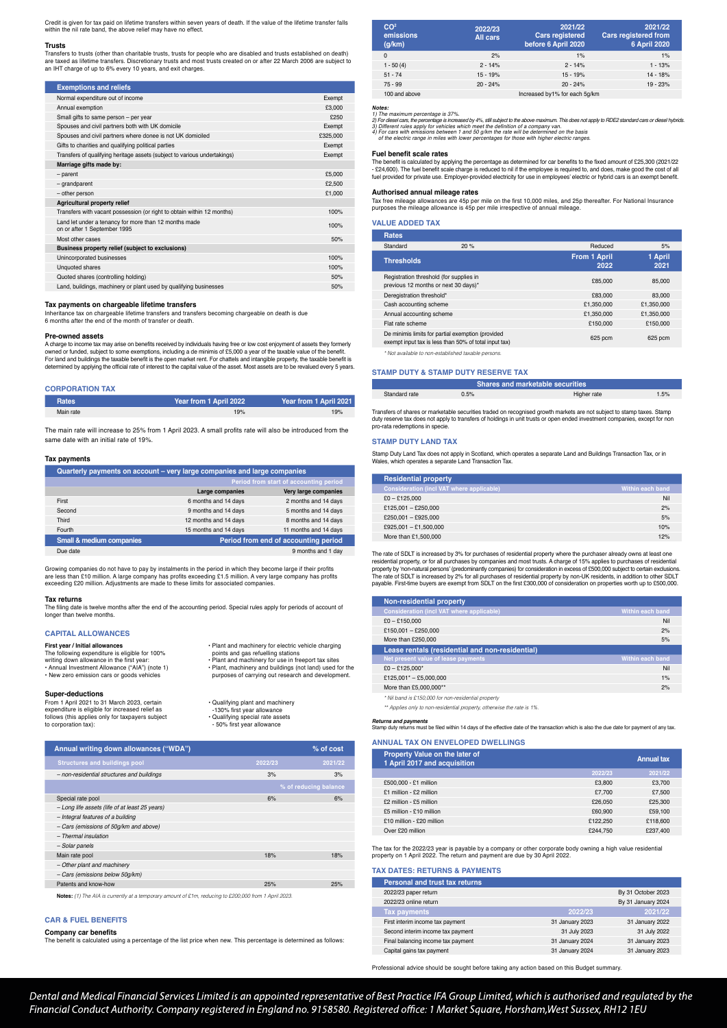Credit is given for tax paid on lifetime transfers within seven years of death. If the value of the lifetime transfer falls within the nil rate band, the above relief may have no effect.

#### Trusts

Transfers to trusts (other than charitable trusts, trusts for people who are disabled and trusts established on death) are taxed as lifetime transfers. Discretionary trusts and most trusts created on or after 22 March 2006 are subject to an IHT charge of up to 6% every 10 years, and exit charges.

| Exemptions and reliefs | |
|---|---|
| Normal expenditure out of income | Exempt |
| Annual exemption | £3,000 |
| Small gifts to same person – per year | £250 |
| Spouses and civil partners both with UK domicile | Exempt |
| Spouses and civil partners where donee is not UK domiciled | £325,000 |
| Gifts to charities and qualifying political parties | Exempt |
| Transfers of qualifying heritage assets (subject to various undertakings) | Exempt |
| **Marriage gifts made by:** | |
| – parent | £5,000 |
| – grandparent | £2,500 |
| – other person | £1,000 |
| **Agricultural property relief** | |
| Transfers with vacant possession (or right to obtain within 12 months) | 100% |
| Land let under a tenancy for more than 12 months made on or after 1 September 1995 | 100% |
| Most other cases | 50% |
| **Business property relief (subject to exclusions)** | |
| Unincorporated businesses | 100% |
| Unquoted shares | 100% |
| Quoted shares (controlling holding) | 50% |
| Land, buildings, machinery or plant used by qualifying businesses | 50% |

#### Tax payments on chargeable lifetime transfers

Inheritance tax on chargeable lifetime transfers and transfers becoming chargeable on death is due 6 months after the end of the month of transfer or death.

#### Pre-owned assets

A charge to income tax may arise on benefits received by individuals having free or low cost enjoyment of assets they formerly owned or funded, subject to some exemptions, including a de minimis of £5,000 a year of the taxable value of the benefit. For land and buildings the taxable benefit is the open market rent. For chattels and intangible property, the taxable benefit is determined by applying the official rate of interest to the capital value of the asset. Most assets are to be revalued every 5 years.

## CORPORATION TAX

| Rates | Year from 1 April 2022 | Year from 1 April 2021 |
|---|---|---|
| Main rate | 19% | 19% |

The main rate will increase to 25% from 1 April 2023. A small profits rate will also be introduced from the same date with an initial rate of 19%.

#### Tax payments

| Quarterly payments on account – very large companies and large companies | | |
|---|---|---|
| | Period from start of accounting period | |
| | Large companies | Very large companies |
| First | 6 months and 14 days | 2 months and 14 days |
| Second | 9 months and 14 days | 5 months and 14 days |
| Third | 12 months and 14 days | 8 months and 14 days |
| Fourth | 15 months and 14 days | 11 months and 14 days |
| **Small & medium companies** | Period from end of accounting period | |
| Due date | | 9 months and 1 day |

Growing companies do not have to pay by instalments in the period in which they become large if their profits are less than £10 million. A large company has profits exceeding £1.5 million. A very large company has profits exceeding £20 million. Adjustments are made to these limits for associated companies.

#### Tax returns

The filing date is twelve months after the end of the accounting period. Special rules apply for periods of account of longer than twelve months.

## CAPITAL ALLOWANCES

#### First year / Initial allowances

The following expenditure is eligible for 100% writing down allowance in the first year:

- Annual Investment Allowance ("AIA") (note 1)
- New zero emission cars or goods vehicles
- Plant and machinery for electric vehicle charging points and gas refuelling stations
- Plant and machinery for use in freeport tax sites
- Plant, machinery and buildings (not land) used for the purposes of carrying out research and development.

#### Super-deductions

From 1 April 2021 to 31 March 2023, certain expenditure is eligible for increased relief as follows (this applies only for taxpayers subject to corporation tax):

- Qualifying plant and machinery -130% first year allowance
- Qualifying special rate assets - 50% first year allowance

| Annual writing down allowances ("WDA") | % of cost | |
|---|---|---|
| Structures and buildings pool | 2022/23 | 2021/22 |
| – non-residential structures and buildings | 3% | 3% |
| | % of reducing balance | |
| Special rate pool | 6% | 6% |
| – Long life assets (life of at least 25 years) | | |
| – Integral features of a building | | |
| – Cars (emissions of 50g/km and above) | | |
| – Thermal insulation | | |
| – Solar panels | | |
| Main rate pool | 18% | 18% |
| – Other plant and machinery | | |
| – Cars (emissions below 50g/km) | | |
| Patents and know-how | 25% | 25% |

**Notes:** *(1) The AIA is currently at a temporary amount of £1m, reducing to £200,000 from 1 April 2023.*

## CAR & FUEL BENEFITS

#### Company car benefits

The benefit is calculated using a percentage of the list price when new. This percentage is determined as follows:

| $CO^2$ emissions (g/km) | 2022/23 All cars | 2021/22 Cars registered before 6 April 2020 | 2021/22 Cars registered from 6 April 2020 |
|---|---|---|---|
| 0 | 2% | 1% | 1% |
| 1 - 50 (4) | 2 - 14% | 2 - 14% | 1 - 13% |
| 51 - 74 | 15 - 19% | 15 - 19% | 14 - 18% |
| 75 - 99 | 20 - 24% | 20 - 24% | 19 - 23% |
| 100 and above | Increased by1% for each 5g/km | | |

*Notes:*
*1) The maximum percentage is 37%.*
*2) For diesel cars, the percentage is increased by 4%, still subject to the above maximum. This does not apply to RDE2 standard cars or diesel hybrids.*
*3) Different rules apply for vehicles which meet the definition of a company van.*
*4) For cars with emissions between 1 and 50 g/km the rate will be determined on the basis of the electric range in miles with lower percentages for those with higher electric ranges.*

#### Fuel benefit scale rates

The benefit is calculated by applying the percentage as determined for car benefits to the fixed amount of £25,300 (2021/22 - £24,600). The fuel benefit scale charge is reduced to nil if the employee is required to, and does, make good the cost of all fuel provided for private use. Employer-provided electricity for use in employees' electric or hybrid cars is an exempt benefit.

#### Authorised annual mileage rates

Tax free mileage allowances are 45p per mile on the first 10,000 miles, and 25p thereafter. For National Insurance purposes the mileage allowance is 45p per mile irrespective of annual mileage.

## VALUE ADDED TAX

| Rates | | | |
|---|---|---|---|
| Standard | 20 % | Reduced | 5% |
| **Thresholds** | | **From 1 April 2022** | **1 April 2021** |
| Registration threshold (for supplies in previous 12 months or next 30 days)* | | £85,000 | 85,000 |
| Deregistration threshold* | | £83,000 | 83,000 |
| Cash accounting scheme | | £1,350,000 | £1,350,000 |
| Annual accounting scheme | | £1,350,000 | £1,350,000 |
| Flat rate scheme | | £150,000 | £150,000 |
| De minimis limits for partial exemption (provided exempt input tax is less than 50% of total input tax) | | 625 pcm | 625 pcm |

*\* Not available to non-established taxable persons.*

## STAMP DUTY & STAMP DUTY RESERVE TAX

| Shares and marketable securities | | | |
|---|---|---|---|
| Standard rate | 0.5% | Higher rate | 1.5% |

Transfers of shares or marketable securities traded on recognised growth markets are not subject to stamp taxes. Stamp duty reserve tax does not apply to transfers of holdings in unit trusts or open ended investment companies, except for non pro-rata redemptions in specie.

## STAMP DUTY LAND TAX

Stamp Duty Land Tax does not apply in Scotland, which operates a separate Land and Buildings Transaction Tax, or in Wales, which operates a separate Land Transaction Tax.

| Residential property | |
|---|---|
| Consideration (incl VAT where applicable) | Within each band |
| £0 – £125,000 | Nil |
| £125,001 – £250,000 | 2% |
| £250,001 – £925,000 | 5% |
| £925,001 – £1,500,000 | 10% |
| More than £1,500,000 | 12% |

The rate of SDLT is increased by 3% for purchases of residential property where the purchaser already owns at least one residential property, or for all purchases by companies and most trusts. A charge of 15% applies to purchases of residential property by 'non-natural persons' (predominantly companies) for consideration in excess of £500,000 subject to certain exclusions. The rate of SDLT is increased by 2% for all purchases of residential property by non-UK residents, in addition to other SDLT payable. First-time buyers are exempt from SDLT on the first £300,000 of consideration on properties worth up to £500,000.

| Non-residential property | |
|---|---|
| Consideration (incl VAT where applicable) | Within each band |
| £0 – £150,000 | Nil |
| £150,001 – £250,000 | 2% |
| More than £250,000 | 5% |
| **Lease rentals (residential and non-residential)** | |
| Net present value of lease payments | Within each band |
| £0 – £125,000* | Nil |
| £125,001* – £5,000,000 | 1% |
| More than £5,000,000** | 2% |

*\* Nil band is £150,000 for non-residential property*

*\*\* Applies only to non-residential property, otherwise the rate is 1%.*

***Returns and payments***
Stamp duty returns must be filed within 14 days of the effective date of the transaction which is also the due date for payment of any tax.

## ANNUAL TAX ON ENVELOPED DWELLINGS

| Property Value on the later of 1 April 2017 and acquisition | Annual tax | |
|---|---|---|
| | 2022/23 | 2021/22 |
| £500,000 - £1 million | £3,800 | £3,700 |
| £1 million - £2 million | £7,700 | £7,500 |
| £2 million - £5 million | £26,050 | £25,300 |
| £5 million - £10 million | £60,900 | £59,100 |
| £10 million - £20 million | £122,250 | £118,600 |
| Over £20 million | £244,750 | £237,400 |

The tax for the 2022/23 year is payable by a company or other corporate body owning a high value residential property on 1 April 2022. The return and payment are due by 30 April 2022.

## TAX DATES: RETURNS & PAYMENTS

| Personal and trust tax returns | | |
|---|---|---|
| 2022/23 paper return | | By 31 October 2023 |
| 2022/23 online return | | By 31 January 2024 |
| **Tax payments** | **2022/23** | **2021/22** |
| First interim income tax payment | 31 January 2023 | 31 January 2022 |
| Second interim income tax payment | 31 July 2023 | 31 July 2022 |
| Final balancing income tax payment | 31 January 2024 | 31 January 2023 |
| Capital gains tax payment | 31 January 2024 | 31 January 2023 |

Professional advice should be sought before taking any action based on this Budget summary.

*Dental and Medical Financial Services Limited is an appointed representative of Best Practice IFA Group Limited, which is authorised and regulated by the Financial Conduct Authority. Company registered in England no. 9158580. Registered office: 1 Market Square, Horsham,West Sussex, RH12 1EU*